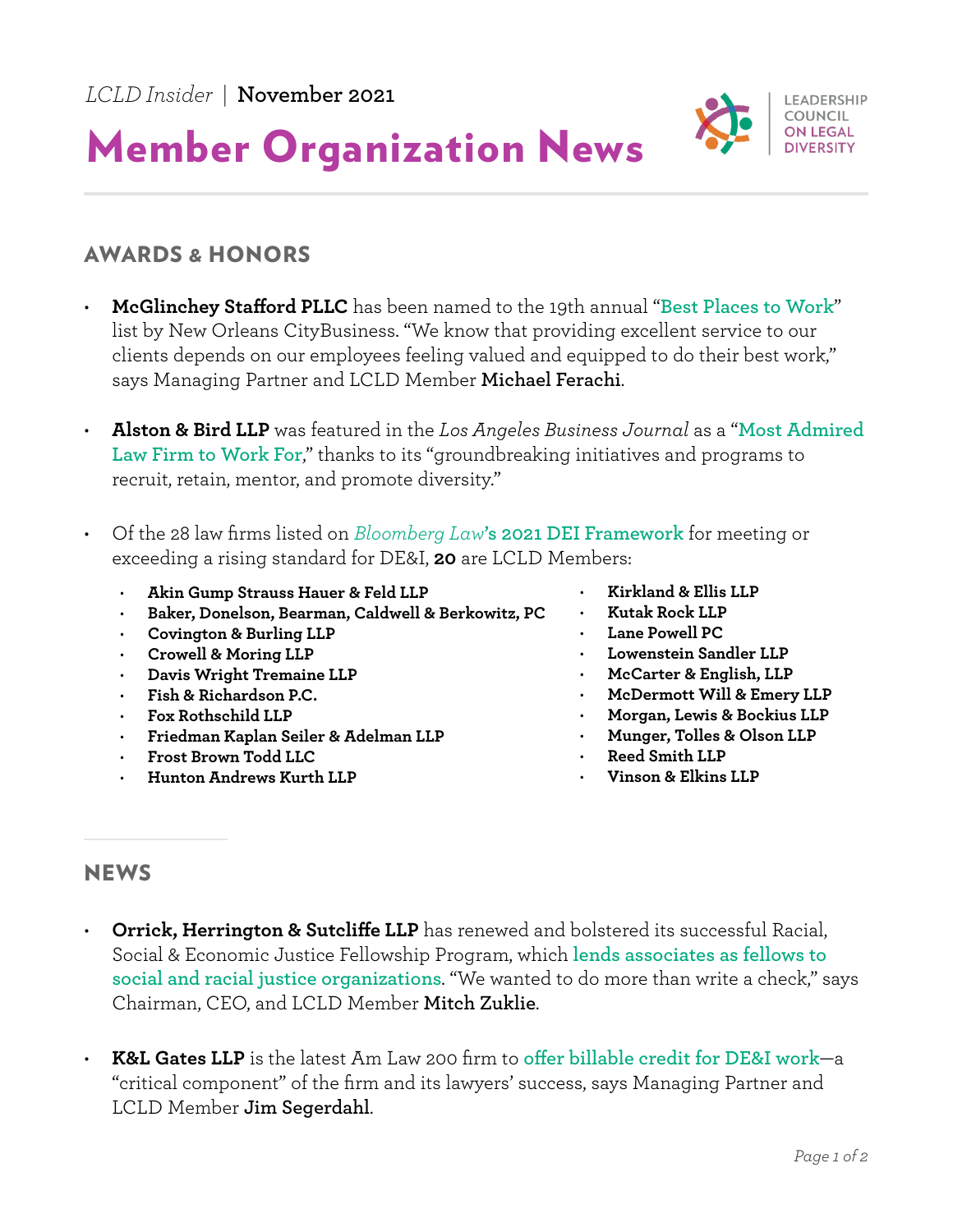*LCLD Insider* | **November 2021**

# Member Organization News

LEADERSHIP COUNCIL ON LEGAL DIVERSITY

## AWARDS & HONORS

- **McGlinchey Stafford PLLC** has been named to the 19th annual "Best Places to Work" list by New Orleans CityBusiness. "We know that providing excellent service to our clients depends on our employees feeling valued and equipped to do their best work," says Managing Partner and LCLD Member **Michael Ferachi**.

- **Alston & Bird LLP** was featured in the *Los Angeles Business Journal* as a "Most Admired Law Firm to Work For," thanks to its "groundbreaking initiatives and programs to recruit, retain, mentor, and promote diversity."

- Of the 28 law firms listed on *Bloomberg Law*'s 2021 DEI Framework for meeting or exceeding a rising standard for DE&I, **20** are LCLD Members:
  - **Akin Gump Strauss Hauer & Feld LLP**
  - **Baker, Donelson, Bearman, Caldwell & Berkowitz, PC**
  - **Covington & Burling LLP**
  - **Crowell & Moring LLP**
  - **Davis Wright Tremaine LLP**
  - **Fish & Richardson P.C.**
  - **Fox Rothschild LLP**
  - **Friedman Kaplan Seiler & Adelman LLP**
  - **Frost Brown Todd LLC**
  - **Hunton Andrews Kurth LLP**
  - **Kirkland & Ellis LLP**
  - **Kutak Rock LLP**
  - **Lane Powell PC**
  - **Lowenstein Sandler LLP**
  - **McCarter & English, LLP**
  - **McDermott Will & Emery LLP**
  - **Morgan, Lewis & Bockius LLP**
  - **Munger, Tolles & Olson LLP**
  - **Reed Smith LLP**
  - **Vinson & Elkins LLP**

## NEWS

- **Orrick, Herrington & Sutcliffe LLP** has renewed and bolstered its successful Racial, Social & Economic Justice Fellowship Program, which lends associates as fellows to social and racial justice organizations. "We wanted to do more than write a check," says Chairman, CEO, and LCLD Member **Mitch Zuklie**.

- **K&L Gates LLP** is the latest Am Law 200 firm to offer billable credit for DE&I work—a "critical component" of the firm and its lawyers' success, says Managing Partner and LCLD Member **Jim Segerdahl**.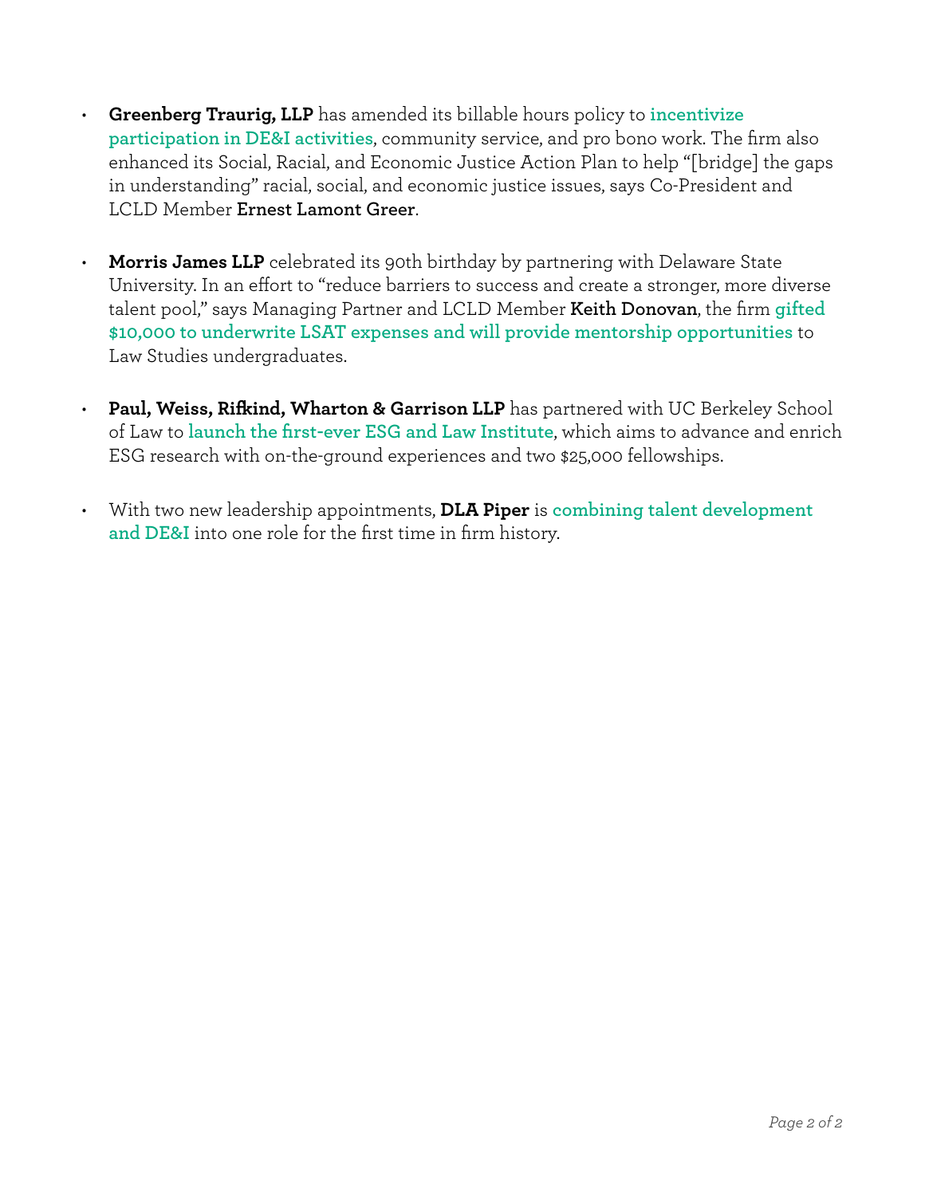- **Greenberg Traurig, LLP** has amended its billable hours policy to incentivize participation in DE&I activities, community service, and pro bono work. The firm also enhanced its Social, Racial, and Economic Justice Action Plan to help "[bridge] the gaps in understanding" racial, social, and economic justice issues, says Co-President and LCLD Member **Ernest Lamont Greer**.

- **Morris James LLP** celebrated its 90th birthday by partnering with Delaware State University. In an effort to "reduce barriers to success and create a stronger, more diverse talent pool," says Managing Partner and LCLD Member **Keith Donovan**, the firm gifted $10,000 to underwrite LSAT expenses and will provide mentorship opportunities to Law Studies undergraduates.

- **Paul, Weiss, Rifkind, Wharton & Garrison LLP** has partnered with UC Berkeley School of Law to launch the first-ever ESG and Law Institute, which aims to advance and enrich ESG research with on-the-ground experiences and two $25,000 fellowships.

- With two new leadership appointments, **DLA Piper** is combining talent development and DE&I into one role for the first time in firm history.